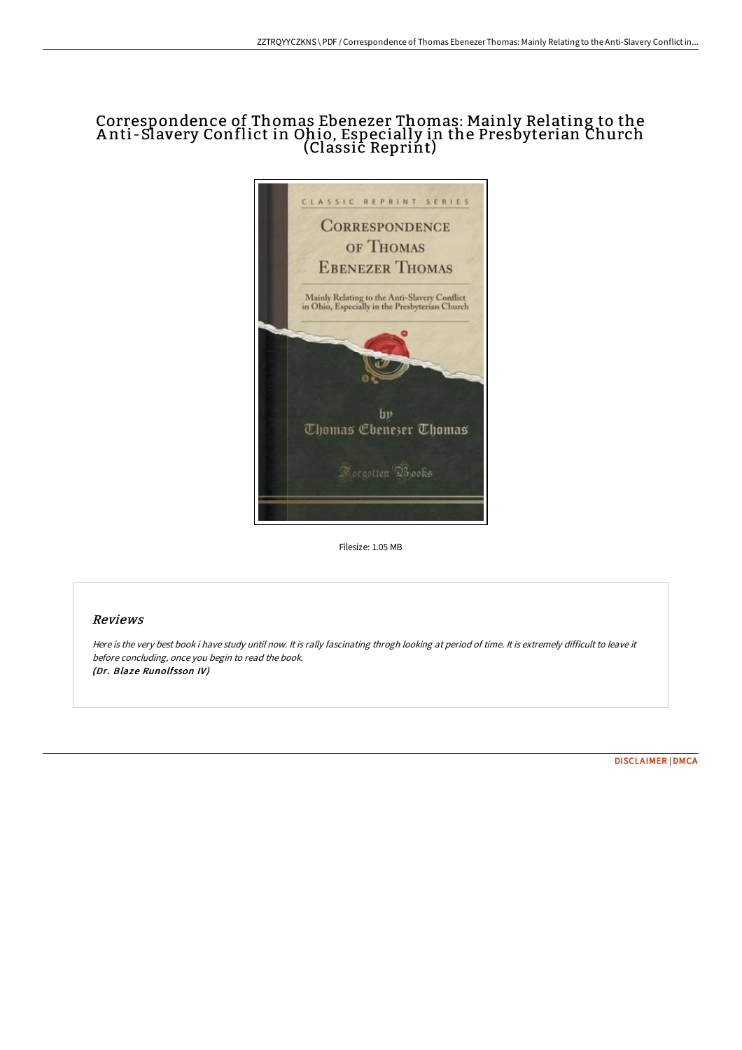# Correspondence of Thomas Ebenezer Thomas: Mainly Relating to the Anti-Slavery Conflict in Ohio, Especially in the Presbyterian Church (Classic Reprint)

Filesize: 1.05 MB

## Reviews

*Here is the very best book i have study until now. It is rally fascinating throgh looking at period of time. It is extremely difficult to leave it before concluding, once you begin to read the book.*
*(Dr. Blaze Runolfsson IV)*

DISCLAIMER | DMCA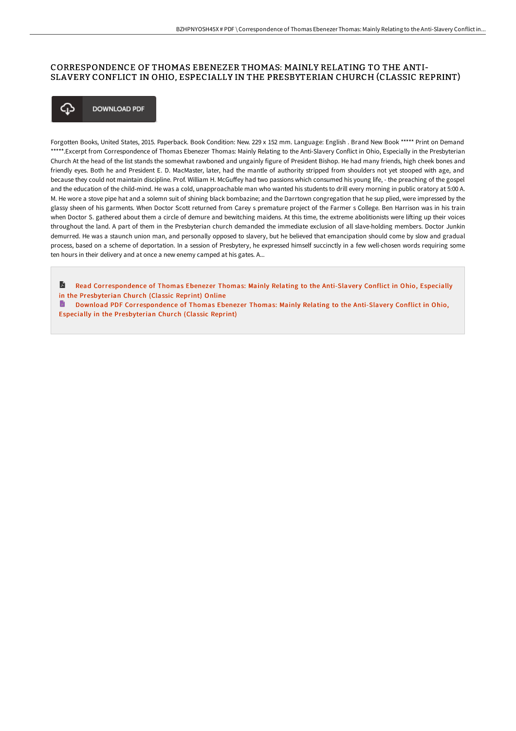# CORRESPONDENCE OF THOMAS EBENEZER THOMAS: MAINLY RELATING TO THE ANTI-SLAVERY CONFLICT IN OHIO, ESPECIALLY IN THE PRESBYTERIAN CHURCH (CLASSIC REPRINT)

DOWNLOAD PDF

Forgotten Books, United States, 2015. Paperback. Book Condition: New. 229 x 152 mm. Language: English . Brand New Book ***** Print on Demand *****.Excerpt from Correspondence of Thomas Ebenezer Thomas: Mainly Relating to the Anti-Slavery Conflict in Ohio, Especially in the Presbyterian Church At the head of the list stands the somewhat rawboned and ungainly figure of President Bishop. He had many friends, high cheek bones and friendly eyes. Both he and President E. D. MacMaster, later, had the mantle of authority stripped from shoulders not yet stooped with age, and because they could not maintain discipline. Prof. William H. McGuffey had two passions which consumed his young life, - the preaching of the gospel and the education of the child-mind. He was a cold, unapproachable man who wanted his students to drill every morning in public oratory at 5:00 A. M. He wore a stove pipe hat and a solemn suit of shining black bombazine; and the Darrtown congregation that he sup plied, were impressed by the glassy sheen of his garments. When Doctor Scott returned from Carey s premature project of the Farmer s College. Ben Harrison was in his train when Doctor S. gathered about them a circle of demure and bewitching maidens. At this time, the extreme abolitionists were lifting up their voices throughout the land. A part of them in the Presbyterian church demanded the immediate exclusion of all slave-holding members. Doctor Junkin demurred. He was a staunch union man, and personally opposed to slavery, but he believed that emancipation should come by slow and gradual process, based on a scheme of deportation. In a session of Presbytery, he expressed himself succinctly in a few well-chosen words requiring some ten hours in their delivery and at once a new enemy camped at his gates. A...

Read Correspondence of Thomas Ebenezer Thomas: Mainly Relating to the Anti-Slavery Conflict in Ohio, Especially in the Presbyterian Church (Classic Reprint) Online

Download PDF Correspondence of Thomas Ebenezer Thomas: Mainly Relating to the Anti-Slavery Conflict in Ohio, Especially in the Presbyterian Church (Classic Reprint)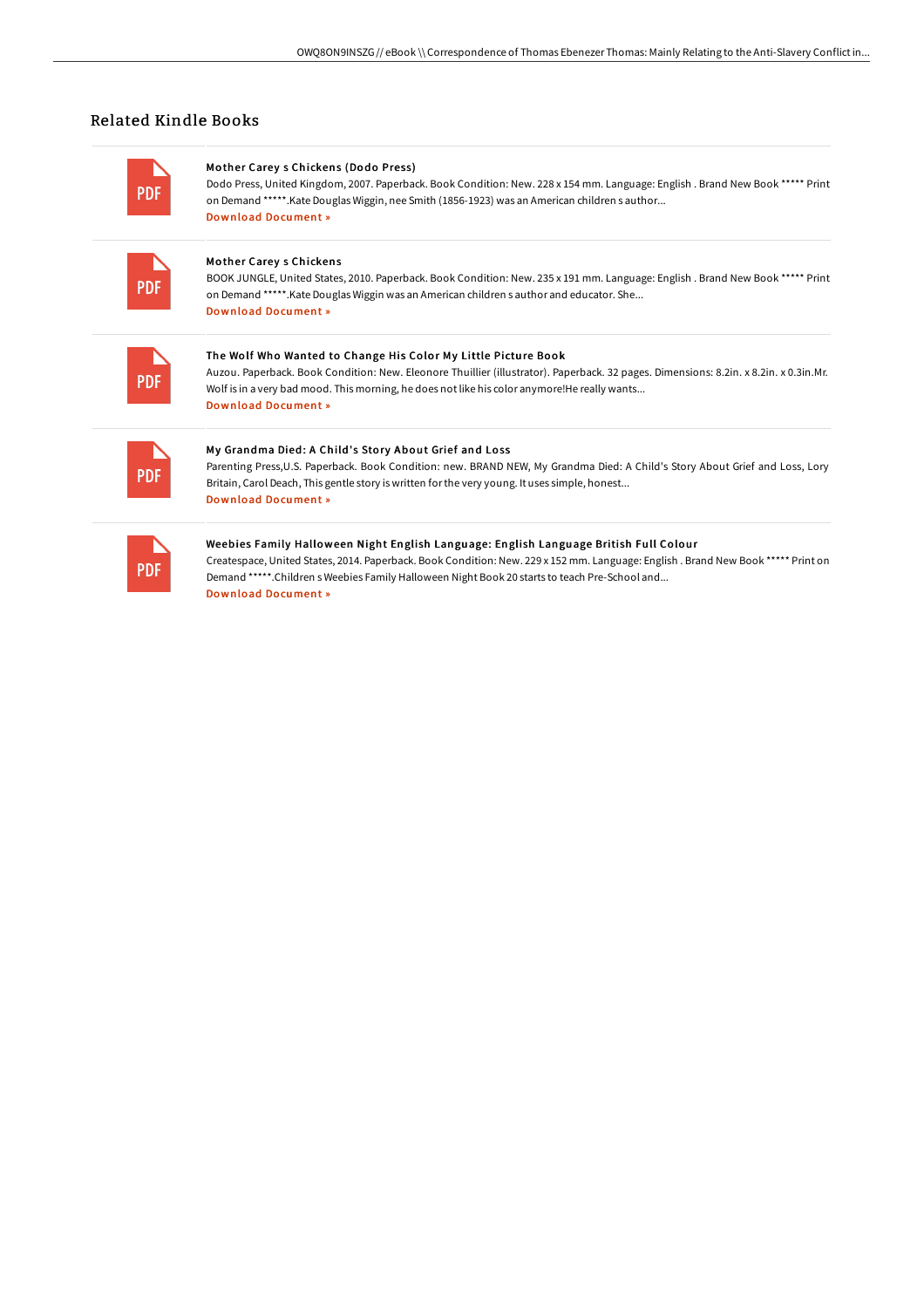## Related Kindle Books

### Mother Carey s Chickens (Dodo Press)

Dodo Press, United Kingdom, 2007. Paperback. Book Condition: New. 228 x 154 mm. Language: English . Brand New Book ***** Print on Demand *****.Kate Douglas Wiggin, nee Smith (1856-1923) was an American children s author...

Download Document »

### Mother Carey s Chickens

BOOK JUNGLE, United States, 2010. Paperback. Book Condition: New. 235 x 191 mm. Language: English . Brand New Book ***** Print on Demand *****.Kate Douglas Wiggin was an American children s author and educator. She...

Download Document »

### The Wolf Who Wanted to Change His Color My Little Picture Book

Auzou. Paperback. Book Condition: New. Eleonore Thuillier (illustrator). Paperback. 32 pages. Dimensions: 8.2in. x 8.2in. x 0.3in.Mr. Wolf is in a very bad mood. This morning, he does not like his color anymore!He really wants...

Download Document »

### My Grandma Died: A Child's Story About Grief and Loss

Parenting Press,U.S. Paperback. Book Condition: new. BRAND NEW, My Grandma Died: A Child's Story About Grief and Loss, Lory Britain, Carol Deach, This gentle story is written for the very young. It uses simple, honest...

Download Document »

### Weebies Family Halloween Night English Language: English Language British Full Colour

Createspace, United States, 2014. Paperback. Book Condition: New. 229 x 152 mm. Language: English . Brand New Book ***** Print on Demand *****.Children s Weebies Family Halloween Night Book 20 starts to teach Pre-School and...

Download Document »